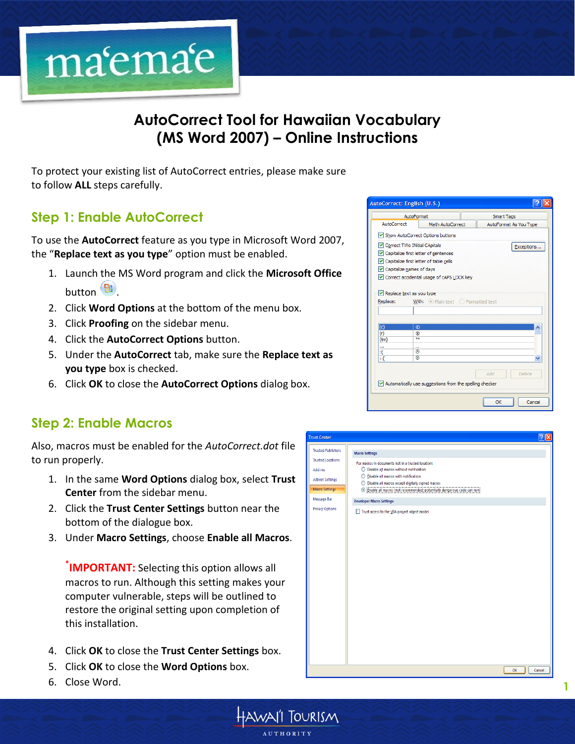# AutoCorrect Tool for Hawaiian Vocabulary (MS Word 2007) – Online Instructions

To protect your existing list of AutoCorrect entries, please make sure to follow **ALL** steps carefully.

## Step 1: Enable AutoCorrect

To use the **AutoCorrect** feature as you type in Microsoft Word 2007, the "**Replace text as you type**" option must be enabled.

1. Launch the MS Word program and click the **Microsoft Office** button.
2. Click **Word Options** at the bottom of the menu box.
3. Click **Proofing** on the sidebar menu.
4. Click the **AutoCorrect Options** button.
5. Under the **AutoCorrect** tab, make sure the **Replace text as you type** box is checked.
6. Click **OK** to close the **AutoCorrect Options** dialog box.

## Step 2: Enable Macros

Also, macros must be enabled for the *AutoCorrect.dot* file to run properly.

1. In the same **Word Options** dialog box, select **Trust Center** from the sidebar menu.
2. Click the **Trust Center Settings** button near the bottom of the dialogue box.
3. Under **Macro Settings**, choose **Enable all Macros**.

   *****IMPORTANT:** Selecting this option allows all macros to run. Although this setting makes your computer vulnerable, steps will be outlined to restore the original setting upon completion of this installation.

4. Click **OK** to close the **Trust Center Settings** box.
5. Click **OK** to close the **Word Options** box.
6. Close Word.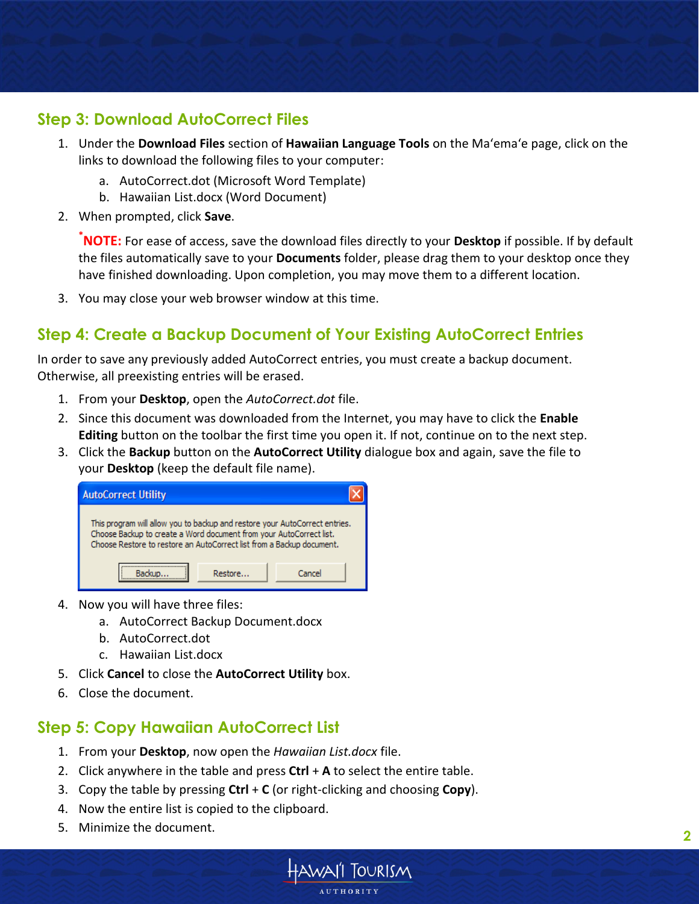## Step 3: Download AutoCorrect Files

1. Under the **Download Files** section of **Hawaiian Language Tools** on the Maʻemaʻe page, click on the links to download the following files to your computer:
   a. AutoCorrect.dot (Microsoft Word Template)
   b. Hawaiian List.docx (Word Document)
2. When prompted, click **Save**.

   ***NOTE:** For ease of access, save the download files directly to your **Desktop** if possible. If by default the files automatically save to your **Documents** folder, please drag them to your desktop once they have finished downloading. Upon completion, you may move them to a different location.

3. You may close your web browser window at this time.

## Step 4: Create a Backup Document of Your Existing AutoCorrect Entries

In order to save any previously added AutoCorrect entries, you must create a backup document. Otherwise, all preexisting entries will be erased.

1. From your **Desktop**, open the *AutoCorrect.dot* file.
2. Since this document was downloaded from the Internet, you may have to click the **Enable Editing** button on the toolbar the first time you open it. If not, continue on to the next step.
3. Click the **Backup** button on the **AutoCorrect Utility** dialogue box and again, save the file to your **Desktop** (keep the default file name).

   AutoCorrect Utility

   This program will allow you to backup and restore your AutoCorrect entries. Choose Backup to create a Word document from your AutoCorrect list. Choose Restore to restore an AutoCorrect list from a Backup document.

   Backup... | Restore... | Cancel

4. Now you will have three files:
   a. AutoCorrect Backup Document.docx
   b. AutoCorrect.dot
   c. Hawaiian List.docx
5. Click **Cancel** to close the **AutoCorrect Utility** box.
6. Close the document.

## Step 5: Copy Hawaiian AutoCorrect List

1. From your **Desktop**, now open the *Hawaiian List.docx* file.
2. Click anywhere in the table and press **Ctrl** + **A** to select the entire table.
3. Copy the table by pressing **Ctrl** + **C** (or right-clicking and choosing **Copy**).
4. Now the entire list is copied to the clipboard.
5. Minimize the document.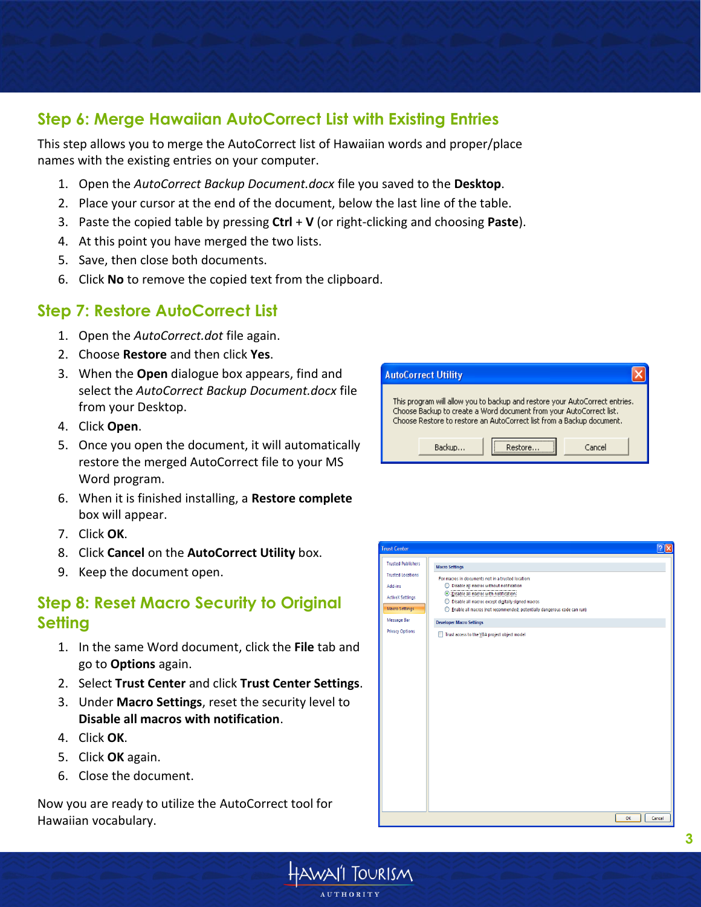## Step 6: Merge Hawaiian AutoCorrect List with Existing Entries

This step allows you to merge the AutoCorrect list of Hawaiian words and proper/place names with the existing entries on your computer.

1. Open the *AutoCorrect Backup Document.docx* file you saved to the **Desktop**.
2. Place your cursor at the end of the document, below the last line of the table.
3. Paste the copied table by pressing **Ctrl** + **V** (or right-clicking and choosing **Paste**).
4. At this point you have merged the two lists.
5. Save, then close both documents.
6. Click **No** to remove the copied text from the clipboard.

## Step 7: Restore AutoCorrect List

1. Open the *AutoCorrect.dot* file again.
2. Choose **Restore** and then click **Yes**.
3. When the **Open** dialogue box appears, find and select the *AutoCorrect Backup Document.docx* file from your Desktop.
4. Click **Open**.
5. Once you open the document, it will automatically restore the merged AutoCorrect file to your MS Word program.
6. When it is finished installing, a **Restore complete** box will appear.
7. Click **OK**.
8. Click **Cancel** on the **AutoCorrect Utility** box.
9. Keep the document open.

## Step 8: Reset Macro Security to Original Setting

1. In the same Word document, click the **File** tab and go to **Options** again.
2. Select **Trust Center** and click **Trust Center Settings**.
3. Under **Macro Settings**, reset the security level to **Disable all macros with notification**.
4. Click **OK**.
5. Click **OK** again.
6. Close the document.

Now you are ready to utilize the AutoCorrect tool for Hawaiian vocabulary.